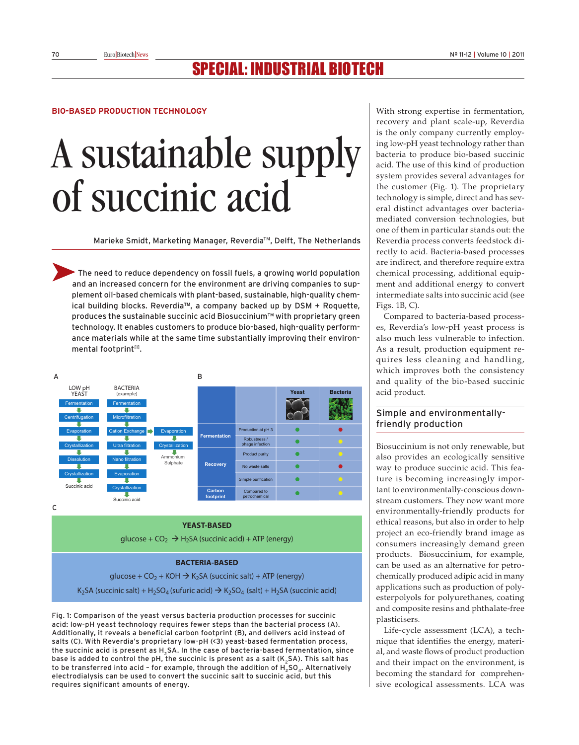BIO-BASED PRODUCTION TECHNOLOGY

# A sustainable supply of succinic acid

Marieke Smidt, Marketing Manager, Reverdia™, Delft, The Netherlands

**The need to reduce dependency on fossil fuels, a growing world population and an increased concern for the environment are driving companies to supplement oil-based chemicals with plant-based, sustainable, high-quality chemical building blocks. Reverdia™, a company backed up by DSM + Roquette, produces the sustainable succinic acid Biosuccinium™ with proprietary green technology. It enables customers to produce bio-based, high-quality performance materials while at the same time substantially improving their environmental footprint[1].**

A

| LOW pH YEAST | BACTERIA (example) | |
|---|---|---|
| Fermentation | Fermentation | |
| Centrifugation | Microfiltration | |
| Evaporation | Cation Exchange | → Evaporation |
| Crystallization | Ultra filtration | Crystallization |
| Dissolution | Nano filtration | Ammonium Sulphate |
| Crystallization | Evaporation | |
| Succinic acid | Crystallization | |
| | Succinic acid | |

B

| | | Yeast | Bacteria |
|---|---|---|---|
| Fermentation | Production at pH 3 | green | red |
| | Robustness / phage infection | green | yellow |
| Recovery | Product purity | green | yellow |
| | No waste salts | green | red |
| | Simple purification | green | yellow |
| Carbon footprint | Compared to petrochemical | green | yellow |

C

**YEAST-BASED**

glucose + $CO_2$ → $H_2SA$ (succinic acid) + ATP (energy)

**BACTERIA-BASED**

glucose + $CO_2$ + KOH → $K_2SA$ (succinic salt) + ATP (energy)

$K_2SA$ (succinic salt) + $H_2SO_4$ (sufuric acid) → $K_2SO_4$ (salt) + $H_2SA$ (succinic acid)

Fig. 1: Comparison of the yeast versus bacteria production processes for succinic acid: low-pH yeast technology requires fewer steps than the bacterial process (A). Additionally, it reveals a beneficial carbon footprint (B), and delivers acid instead of salts (C). With Reverdia's proprietary low-pH (<3) yeast-based fermentation process, the succinic acid is present as $H_2SA$. In the case of bacteria-based fermentation, since base is added to control the pH, the succinic is present as a salt ($K_2SA$). This salt has to be transferred into acid – for example, through the addition of $H_2SO_4$. Alternatively electrodialysis can be used to convert the succinic salt to succinic acid, but this requires significant amounts of energy.

With strong expertise in fermentation, recovery and plant scale-up, Reverdia is the only company currently employing low-pH yeast technology rather than bacteria to produce bio-based succinic acid. The use of this kind of production system provides several advantages for the customer (Fig. 1). The proprietary technology is simple, direct and has several distinct advantages over bacteria-mediated conversion technologies, but one of them in particular stands out: the Reverdia process converts feedstock directly to acid. Bacteria-based processes are indirect, and therefore require extra chemical processing, additional equipment and additional energy to convert intermediate salts into succinic acid (see Figs. 1B, C).

Compared to bacteria-based processes, Reverdia's low-pH yeast process is also much less vulnerable to infection. As a result, production equipment requires less cleaning and handling, which improves both the consistency and quality of the bio-based succinic acid product.

## Simple and environmentally-friendly production

Biosuccinium is not only renewable, but also provides an ecologically sensitive way to produce succinic acid. This feature is becoming increasingly important to environmentally-conscious downstream customers. They now want more environmentally-friendly products for ethical reasons, but also in order to help project an eco-friendly brand image as consumers increasingly demand green products. Biosuccinium, for example, can be used as an alternative for petrochemically produced adipic acid in many applications such as production of polyesterpolyols for polyurethanes, coating and composite resins and phthalate-free plasticisers.

Life-cycle assessment (LCA), a technique that identifies the energy, material, and waste flows of product production and their impact on the environment, is becoming the standard for comprehensive ecological assessments. LCA was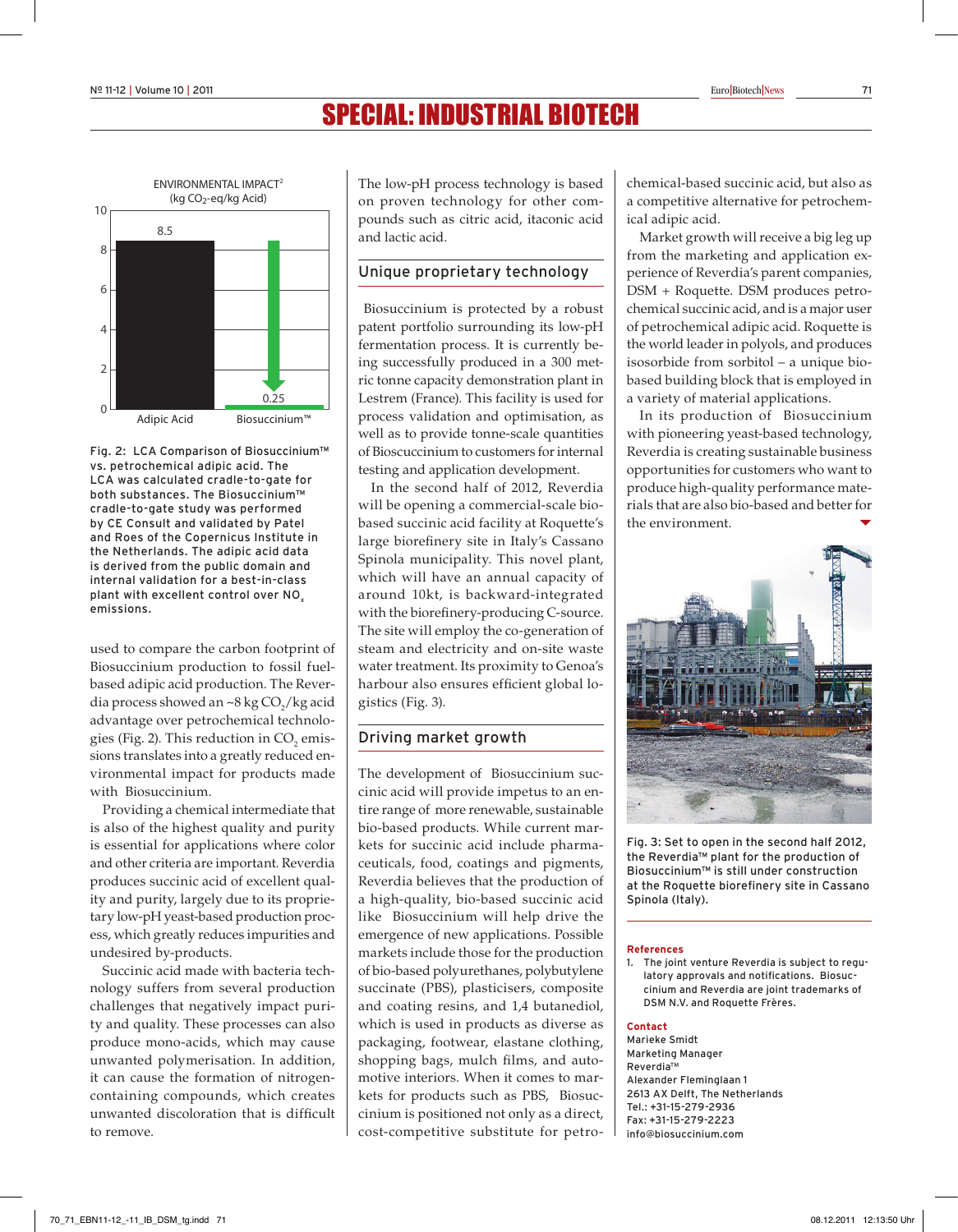ENVIRONMENTAL IMPACT[2]
(kg $CO_2$-eq/kg Acid)

10
8
6
4
2
0
8.5
0.25
Adipic Acid
Biosuccinium™

Fig. 2: LCA Comparison of Biosuccinium™ vs. petrochemical adipic acid. The LCA was calculated cradle-to-gate for both substances. The Biosuccinium™ cradle-to-gate study was performed by CE Consult and validated by Patel and Roes of the Copernicus Institute in the Netherlands. The adipic acid data is derived from the public domain and internal validation for a best-in-class plant with excellent control over $NO_x$ emissions.

used to compare the carbon footprint of Biosuccinium production to fossil fuel-based adipic acid production. The Reverdia process showed an ~8 kg $CO_2$/kg acid advantage over petrochemical technologies (Fig. 2). This reduction in $CO_2$ emissions translates into a greatly reduced environmental impact for products made with Biosuccinium.

Providing a chemical intermediate that is also of the highest quality and purity is essential for applications where color and other criteria are important. Reverdia produces succinic acid of excellent quality and purity, largely due to its proprietary low-pH yeast-based production process, which greatly reduces impurities and undesired by-products.

Succinic acid made with bacteria technology suffers from several production challenges that negatively impact purity and quality. These processes can also produce mono-acids, which may cause unwanted polymerisation. In addition, it can cause the formation of nitrogen-containing compounds, which creates unwanted discoloration that is difficult to remove.

The low-pH process technology is based on proven technology for other compounds such as citric acid, itaconic acid and lactic acid.

## Unique proprietary technology

Biosuccinium is protected by a robust patent portfolio surrounding its low-pH fermentation process. It is currently being successfully produced in a 300 metric tonne capacity demonstration plant in Lestrem (France). This facility is used for process validation and optimisation, as well as to provide tonne-scale quantities of Bioscuccinium to customers for internal testing and application development.

In the second half of 2012, Reverdia will be opening a commercial-scale bio-based succinic acid facility at Roquette's large biorefinery site in Italy's Cassano Spinola municipality. This novel plant, which will have an annual capacity of around 10kt, is backward-integrated with the biorefinery-producing C-source. The site will employ the co-generation of steam and electricity and on-site waste water treatment. Its proximity to Genoa's harbour also ensures efficient global logistics (Fig. 3).

## Driving market growth

The development of Biosuccinium succinic acid will provide impetus to an entire range of more renewable, sustainable bio-based products. While current markets for succinic acid include pharmaceuticals, food, coatings and pigments, Reverdia believes that the production of a high-quality, bio-based succinic acid like Biosuccinium will help drive the emergence of new applications. Possible markets include those for the production of bio-based polyurethanes, polybutylene succinate (PBS), plasticisers, composite and coating resins, and 1,4 butanediol, which is used in products as diverse as packaging, footwear, elastane clothing, shopping bags, mulch films, and automotive interiors. When it comes to markets for products such as PBS, Biosuccinium is positioned not only as a direct, cost-competitive substitute for petrochemical-based succinic acid, but also as a competitive alternative for petrochemical adipic acid.

Market growth will receive a big leg up from the marketing and application experience of Reverdia's parent companies, DSM + Roquette. DSM produces petrochemical succinic acid, and is a major user of petrochemical adipic acid. Roquette is the world leader in polyols, and produces isosorbide from sorbitol – a unique bio-based building block that is employed in a variety of material applications.

In its production of Biosuccinium with pioneering yeast-based technology, Reverdia is creating sustainable business opportunities for customers who want to produce high-quality performance materials that are also bio-based and better for the environment.

Fig. 3: Set to open in the second half 2012, the Reverdia™ plant for the production of Biosuccinium™ is still under construction at the Roquette biorefinery site in Cassano Spinola (Italy).

**References**

1. The joint venture Reverdia is subject to regulatory approvals and notifications. Biosuccinium and Reverdia are joint trademarks of DSM N.V. and Roquette Frères.

**Contact**

Marieke Smidt
Marketing Manager
Reverdia™
Alexander Fleminglaan 1
2613 AX Delft, The Netherlands
Tel.: +31-15-279-2936
Fax: +31-15-279-2223
info@biosuccinium.com